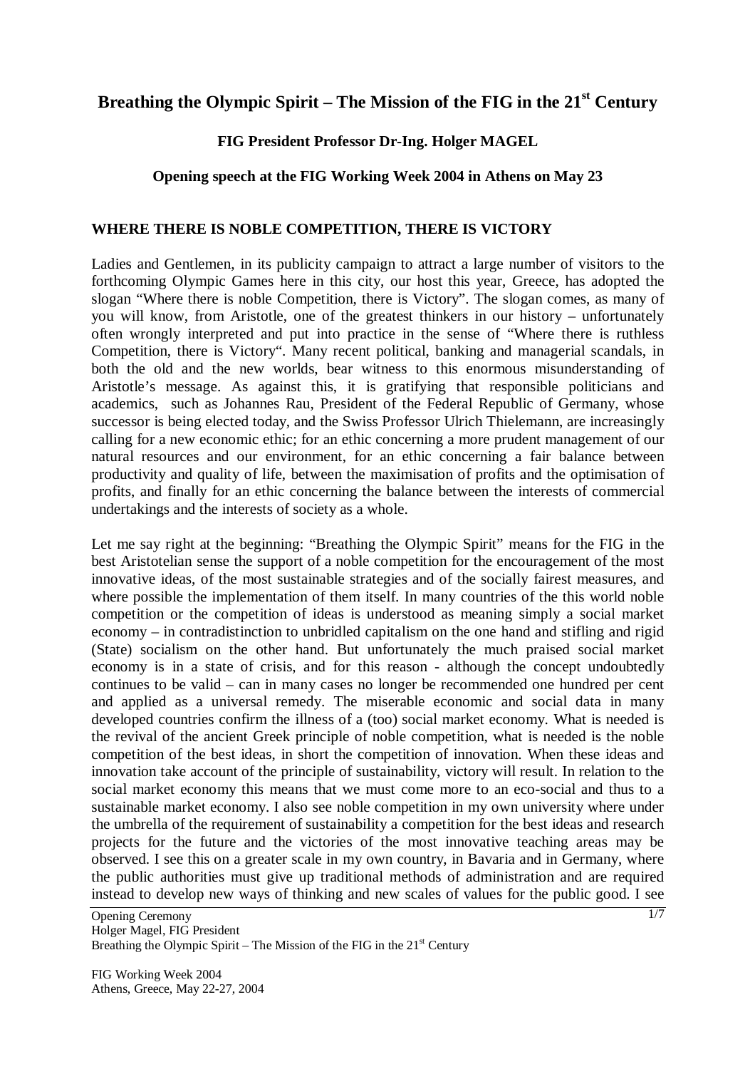# Breathing the Olympic Spirit – The Mission of the FIG in the 21st Century

**FIG President Professor Dr-Ing. Holger MAGEL**

**Opening speech at the FIG Working Week 2004 in Athens on May 23**

## WHERE THERE IS NOBLE COMPETITION, THERE IS VICTORY

Ladies and Gentlemen, in its publicity campaign to attract a large number of visitors to the forthcoming Olympic Games here in this city, our host this year, Greece, has adopted the slogan "Where there is noble Competition, there is Victory". The slogan comes, as many of you will know, from Aristotle, one of the greatest thinkers in our history – unfortunately often wrongly interpreted and put into practice in the sense of "Where there is ruthless Competition, there is Victory". Many recent political, banking and managerial scandals, in both the old and the new worlds, bear witness to this enormous misunderstanding of Aristotle's message. As against this, it is gratifying that responsible politicians and academics, such as Johannes Rau, President of the Federal Republic of Germany, whose successor is being elected today, and the Swiss Professor Ulrich Thielemann, are increasingly calling for a new economic ethic; for an ethic concerning a more prudent management of our natural resources and our environment, for an ethic concerning a fair balance between productivity and quality of life, between the maximisation of profits and the optimisation of profits, and finally for an ethic concerning the balance between the interests of commercial undertakings and the interests of society as a whole.

Let me say right at the beginning: "Breathing the Olympic Spirit" means for the FIG in the best Aristotelian sense the support of a noble competition for the encouragement of the most innovative ideas, of the most sustainable strategies and of the socially fairest measures, and where possible the implementation of them itself. In many countries of the this world noble competition or the competition of ideas is understood as meaning simply a social market economy – in contradistinction to unbridled capitalism on the one hand and stifling and rigid (State) socialism on the other hand. But unfortunately the much praised social market economy is in a state of crisis, and for this reason - although the concept undoubtedly continues to be valid – can in many cases no longer be recommended one hundred per cent and applied as a universal remedy. The miserable economic and social data in many developed countries confirm the illness of a (too) social market economy. What is needed is the revival of the ancient Greek principle of noble competition, what is needed is the noble competition of the best ideas, in short the competition of innovation. When these ideas and innovation take account of the principle of sustainability, victory will result. In relation to the social market economy this means that we must come more to an eco-social and thus to a sustainable market economy. I also see noble competition in my own university where under the umbrella of the requirement of sustainability a competition for the best ideas and research projects for the future and the victories of the most innovative teaching areas may be observed. I see this on a greater scale in my own country, in Bavaria and in Germany, where the public authorities must give up traditional methods of administration and are required instead to develop new ways of thinking and new scales of values for the public good. I see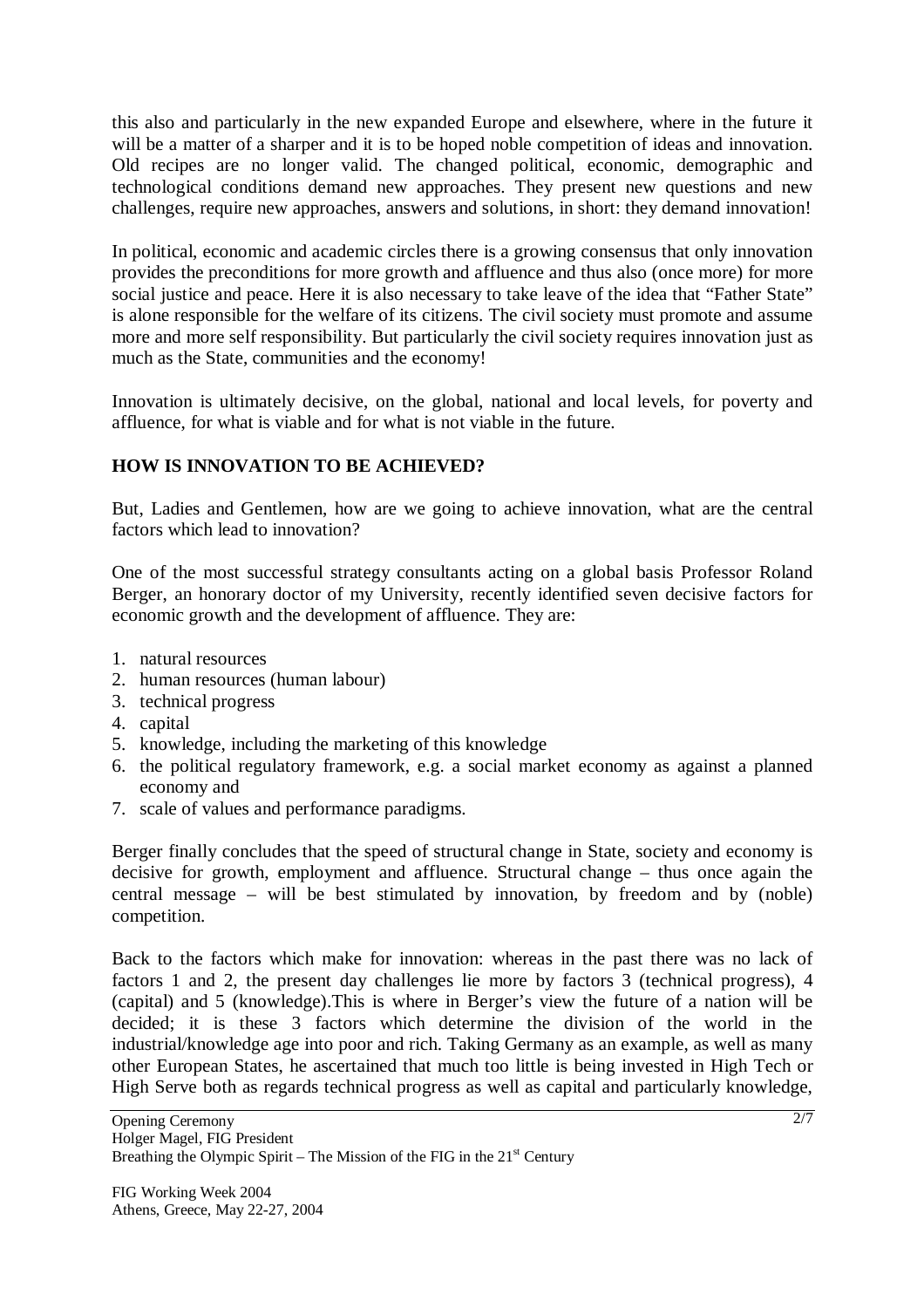this also and particularly in the new expanded Europe and elsewhere, where in the future it will be a matter of a sharper and it is to be hoped noble competition of ideas and innovation. Old recipes are no longer valid. The changed political, economic, demographic and technological conditions demand new approaches. They present new questions and new challenges, require new approaches, answers and solutions, in short: they demand innovation!

In political, economic and academic circles there is a growing consensus that only innovation provides the preconditions for more growth and affluence and thus also (once more) for more social justice and peace. Here it is also necessary to take leave of the idea that "Father State" is alone responsible for the welfare of its citizens. The civil society must promote and assume more and more self responsibility. But particularly the civil society requires innovation just as much as the State, communities and the economy!

Innovation is ultimately decisive, on the global, national and local levels, for poverty and affluence, for what is viable and for what is not viable in the future.

## HOW IS INNOVATION TO BE ACHIEVED?

But, Ladies and Gentlemen, how are we going to achieve innovation, what are the central factors which lead to innovation?

One of the most successful strategy consultants acting on a global basis Professor Roland Berger, an honorary doctor of my University, recently identified seven decisive factors for economic growth and the development of affluence. They are:

1. natural resources
2. human resources (human labour)
3. technical progress
4. capital
5. knowledge, including the marketing of this knowledge
6. the political regulatory framework, e.g. a social market economy as against a planned economy and
7. scale of values and performance paradigms.

Berger finally concludes that the speed of structural change in State, society and economy is decisive for growth, employment and affluence. Structural change – thus once again the central message – will be best stimulated by innovation, by freedom and by (noble) competition.

Back to the factors which make for innovation: whereas in the past there was no lack of factors 1 and 2, the present day challenges lie more by factors 3 (technical progress), 4 (capital) and 5 (knowledge).This is where in Berger's view the future of a nation will be decided; it is these 3 factors which determine the division of the world in the industrial/knowledge age into poor and rich. Taking Germany as an example, as well as many other European States, he ascertained that much too little is being invested in High Tech or High Serve both as regards technical progress as well as capital and particularly knowledge,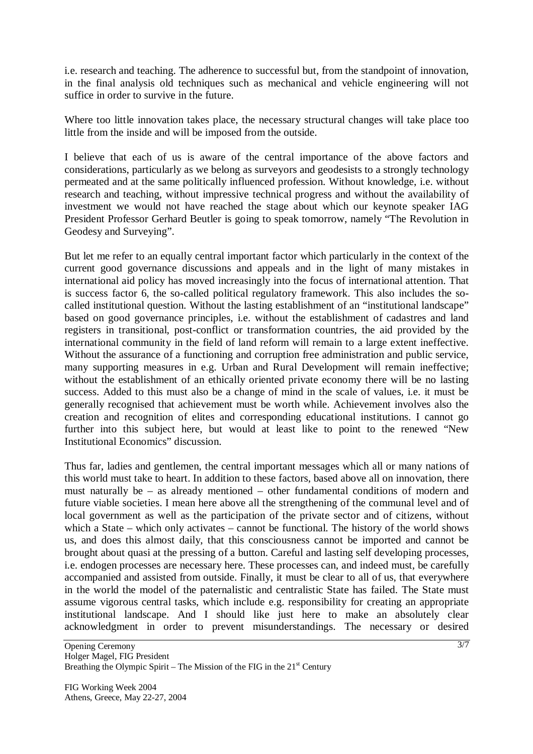i.e. research and teaching. The adherence to successful but, from the standpoint of innovation, in the final analysis old techniques such as mechanical and vehicle engineering will not suffice in order to survive in the future.

Where too little innovation takes place, the necessary structural changes will take place too little from the inside and will be imposed from the outside.

I believe that each of us is aware of the central importance of the above factors and considerations, particularly as we belong as surveyors and geodesists to a strongly technology permeated and at the same politically influenced profession. Without knowledge, i.e. without research and teaching, without impressive technical progress and without the availability of investment we would not have reached the stage about which our keynote speaker IAG President Professor Gerhard Beutler is going to speak tomorrow, namely "The Revolution in Geodesy and Surveying".

But let me refer to an equally central important factor which particularly in the context of the current good governance discussions and appeals and in the light of many mistakes in international aid policy has moved increasingly into the focus of international attention. That is success factor 6, the so-called political regulatory framework. This also includes the so-called institutional question. Without the lasting establishment of an "institutional landscape" based on good governance principles, i.e. without the establishment of cadastres and land registers in transitional, post-conflict or transformation countries, the aid provided by the international community in the field of land reform will remain to a large extent ineffective. Without the assurance of a functioning and corruption free administration and public service, many supporting measures in e.g. Urban and Rural Development will remain ineffective; without the establishment of an ethically oriented private economy there will be no lasting success. Added to this must also be a change of mind in the scale of values, i.e. it must be generally recognised that achievement must be worth while. Achievement involves also the creation and recognition of elites and corresponding educational institutions. I cannot go further into this subject here, but would at least like to point to the renewed "New Institutional Economics" discussion.

Thus far, ladies and gentlemen, the central important messages which all or many nations of this world must take to heart. In addition to these factors, based above all on innovation, there must naturally be – as already mentioned – other fundamental conditions of modern and future viable societies. I mean here above all the strengthening of the communal level and of local government as well as the participation of the private sector and of citizens, without which a State – which only activates – cannot be functional. The history of the world shows us, and does this almost daily, that this consciousness cannot be imported and cannot be brought about quasi at the pressing of a button. Careful and lasting self developing processes, i.e. endogen processes are necessary here. These processes can, and indeed must, be carefully accompanied and assisted from outside. Finally, it must be clear to all of us, that everywhere in the world the model of the paternalistic and centralistic State has failed. The State must assume vigorous central tasks, which include e.g. responsibility for creating an appropriate institutional landscape. And I should like just here to make an absolutely clear acknowledgment in order to prevent misunderstandings. The necessary or desired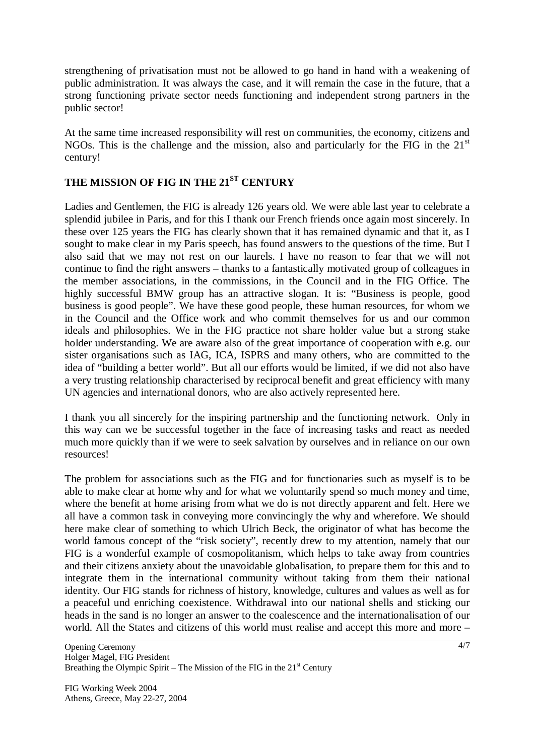strengthening of privatisation must not be allowed to go hand in hand with a weakening of public administration. It was always the case, and it will remain the case in the future, that a strong functioning private sector needs functioning and independent strong partners in the public sector!

At the same time increased responsibility will rest on communities, the economy, citizens and NGOs. This is the challenge and the mission, also and particularly for the FIG in the 21st century!

## THE MISSION OF FIG IN THE 21ST CENTURY

Ladies and Gentlemen, the FIG is already 126 years old. We were able last year to celebrate a splendid jubilee in Paris, and for this I thank our French friends once again most sincerely. In these over 125 years the FIG has clearly shown that it has remained dynamic and that it, as I sought to make clear in my Paris speech, has found answers to the questions of the time. But I also said that we may not rest on our laurels. I have no reason to fear that we will not continue to find the right answers – thanks to a fantastically motivated group of colleagues in the member associations, in the commissions, in the Council and in the FIG Office. The highly successful BMW group has an attractive slogan. It is: "Business is people, good business is good people". We have these good people, these human resources, for whom we in the Council and the Office work and who commit themselves for us and our common ideals and philosophies. We in the FIG practice not share holder value but a strong stake holder understanding. We are aware also of the great importance of cooperation with e.g. our sister organisations such as IAG, ICA, ISPRS and many others, who are committed to the idea of "building a better world". But all our efforts would be limited, if we did not also have a very trusting relationship characterised by reciprocal benefit and great efficiency with many UN agencies and international donors, who are also actively represented here.

I thank you all sincerely for the inspiring partnership and the functioning network. Only in this way can we be successful together in the face of increasing tasks and react as needed much more quickly than if we were to seek salvation by ourselves and in reliance on our own resources!

The problem for associations such as the FIG and for functionaries such as myself is to be able to make clear at home why and for what we voluntarily spend so much money and time, where the benefit at home arising from what we do is not directly apparent and felt. Here we all have a common task in conveying more convincingly the why and wherefore. We should here make clear of something to which Ulrich Beck, the originator of what has become the world famous concept of the "risk society", recently drew to my attention, namely that our FIG is a wonderful example of cosmopolitanism, which helps to take away from countries and their citizens anxiety about the unavoidable globalisation, to prepare them for this and to integrate them in the international community without taking from them their national identity. Our FIG stands for richness of history, knowledge, cultures and values as well as for a peaceful und enriching coexistence. Withdrawal into our national shells and sticking our heads in the sand is no longer an answer to the coalescence and the internationalisation of our world. All the States and citizens of this world must realise and accept this more and more –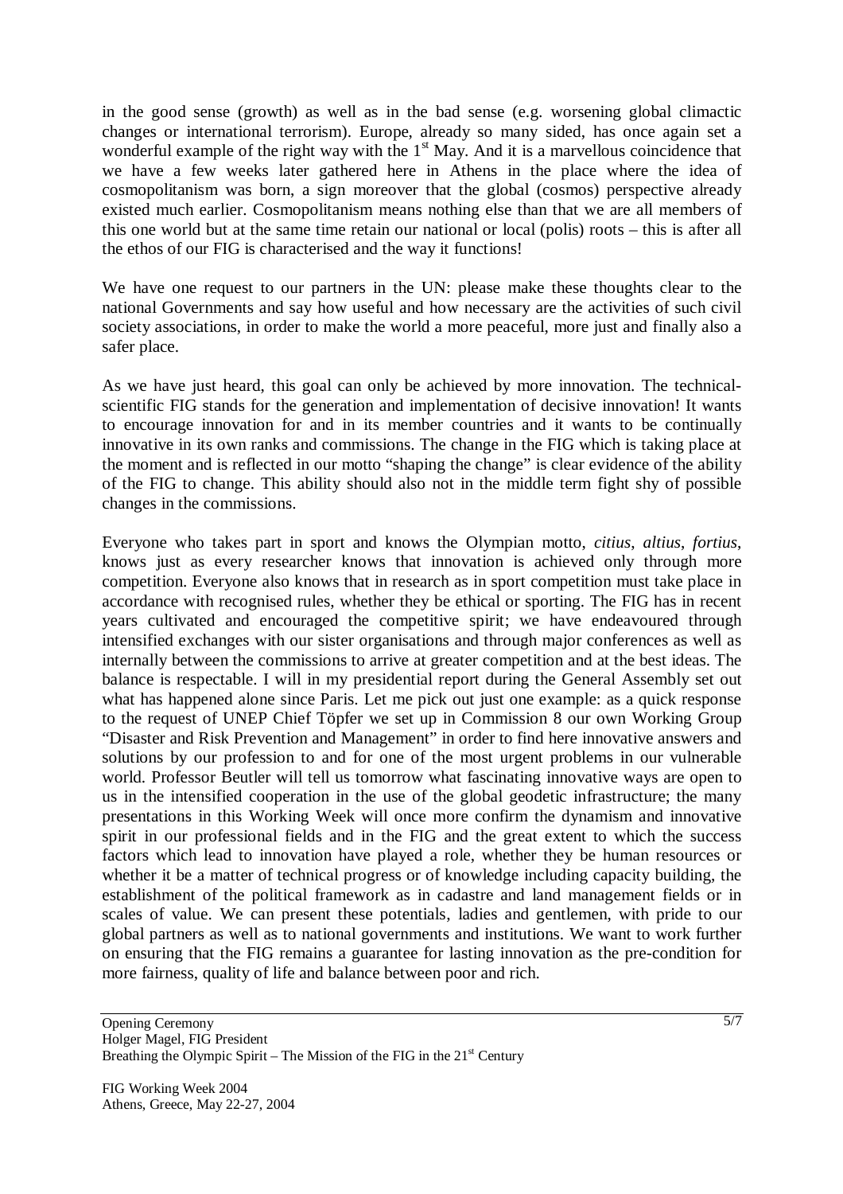in the good sense (growth) as well as in the bad sense (e.g. worsening global climactic changes or international terrorism). Europe, already so many sided, has once again set a wonderful example of the right way with the 1st May. And it is a marvellous coincidence that we have a few weeks later gathered here in Athens in the place where the idea of cosmopolitanism was born, a sign moreover that the global (cosmos) perspective already existed much earlier. Cosmopolitanism means nothing else than that we are all members of this one world but at the same time retain our national or local (polis) roots – this is after all the ethos of our FIG is characterised and the way it functions!

We have one request to our partners in the UN: please make these thoughts clear to the national Governments and say how useful and how necessary are the activities of such civil society associations, in order to make the world a more peaceful, more just and finally also a safer place.

As we have just heard, this goal can only be achieved by more innovation. The technical-scientific FIG stands for the generation and implementation of decisive innovation! It wants to encourage innovation for and in its member countries and it wants to be continually innovative in its own ranks and commissions. The change in the FIG which is taking place at the moment and is reflected in our motto "shaping the change" is clear evidence of the ability of the FIG to change. This ability should also not in the middle term fight shy of possible changes in the commissions.

Everyone who takes part in sport and knows the Olympian motto, *citius*, *altius*, *fortius*, knows just as every researcher knows that innovation is achieved only through more competition. Everyone also knows that in research as in sport competition must take place in accordance with recognised rules, whether they be ethical or sporting. The FIG has in recent years cultivated and encouraged the competitive spirit; we have endeavoured through intensified exchanges with our sister organisations and through major conferences as well as internally between the commissions to arrive at greater competition and at the best ideas. The balance is respectable. I will in my presidential report during the General Assembly set out what has happened alone since Paris. Let me pick out just one example: as a quick response to the request of UNEP Chief Töpfer we set up in Commission 8 our own Working Group "Disaster and Risk Prevention and Management" in order to find here innovative answers and solutions by our profession to and for one of the most urgent problems in our vulnerable world. Professor Beutler will tell us tomorrow what fascinating innovative ways are open to us in the intensified cooperation in the use of the global geodetic infrastructure; the many presentations in this Working Week will once more confirm the dynamism and innovative spirit in our professional fields and in the FIG and the great extent to which the success factors which lead to innovation have played a role, whether they be human resources or whether it be a matter of technical progress or of knowledge including capacity building, the establishment of the political framework as in cadastre and land management fields or in scales of value. We can present these potentials, ladies and gentlemen, with pride to our global partners as well as to national governments and institutions. We want to work further on ensuring that the FIG remains a guarantee for lasting innovation as the pre-condition for more fairness, quality of life and balance between poor and rich.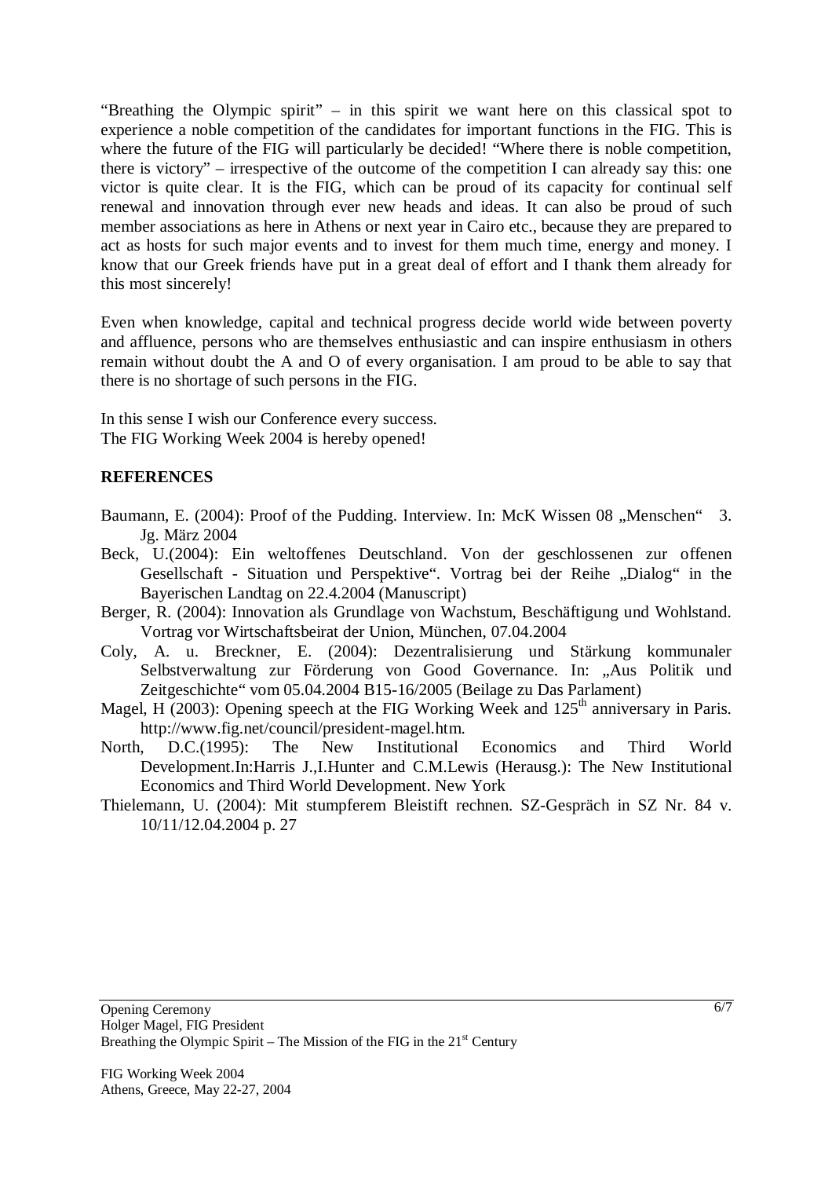"Breathing the Olympic spirit" – in this spirit we want here on this classical spot to experience a noble competition of the candidates for important functions in the FIG. This is where the future of the FIG will particularly be decided! "Where there is noble competition, there is victory" – irrespective of the outcome of the competition I can already say this: one victor is quite clear. It is the FIG, which can be proud of its capacity for continual self renewal and innovation through ever new heads and ideas. It can also be proud of such member associations as here in Athens or next year in Cairo etc., because they are prepared to act as hosts for such major events and to invest for them much time, energy and money. I know that our Greek friends have put in a great deal of effort and I thank them already for this most sincerely!

Even when knowledge, capital and technical progress decide world wide between poverty and affluence, persons who are themselves enthusiastic and can inspire enthusiasm in others remain without doubt the A and O of every organisation. I am proud to be able to say that there is no shortage of such persons in the FIG.

In this sense I wish our Conference every success.
The FIG Working Week 2004 is hereby opened!

## REFERENCES

Baumann, E. (2004): Proof of the Pudding. Interview. In: McK Wissen 08 „Menschen" 3. Jg. März 2004

Beck, U.(2004): Ein weltoffenes Deutschland. Von der geschlossenen zur offenen Gesellschaft - Situation und Perspektive". Vortrag bei der Reihe „Dialog" in the Bayerischen Landtag on 22.4.2004 (Manuscript)

Berger, R. (2004): Innovation als Grundlage von Wachstum, Beschäftigung und Wohlstand. Vortrag vor Wirtschaftsbeirat der Union, München, 07.04.2004

Coly, A. u. Breckner, E. (2004): Dezentralisierung und Stärkung kommunaler Selbstverwaltung zur Förderung von Good Governance. In: „Aus Politik und Zeitgeschichte" vom 05.04.2004 B15-16/2005 (Beilage zu Das Parlament)

Magel, H (2003): Opening speech at the FIG Working Week and 125th anniversary in Paris. http://www.fig.net/council/president-magel.htm.

North, D.C.(1995): The New Institutional Economics and Third World Development.In:Harris J.,I.Hunter and C.M.Lewis (Herausg.): The New Institutional Economics and Third World Development. New York

Thielemann, U. (2004): Mit stumpferem Bleistift rechnen. SZ-Gespräch in SZ Nr. 84 v. 10/11/12.04.2004 p. 27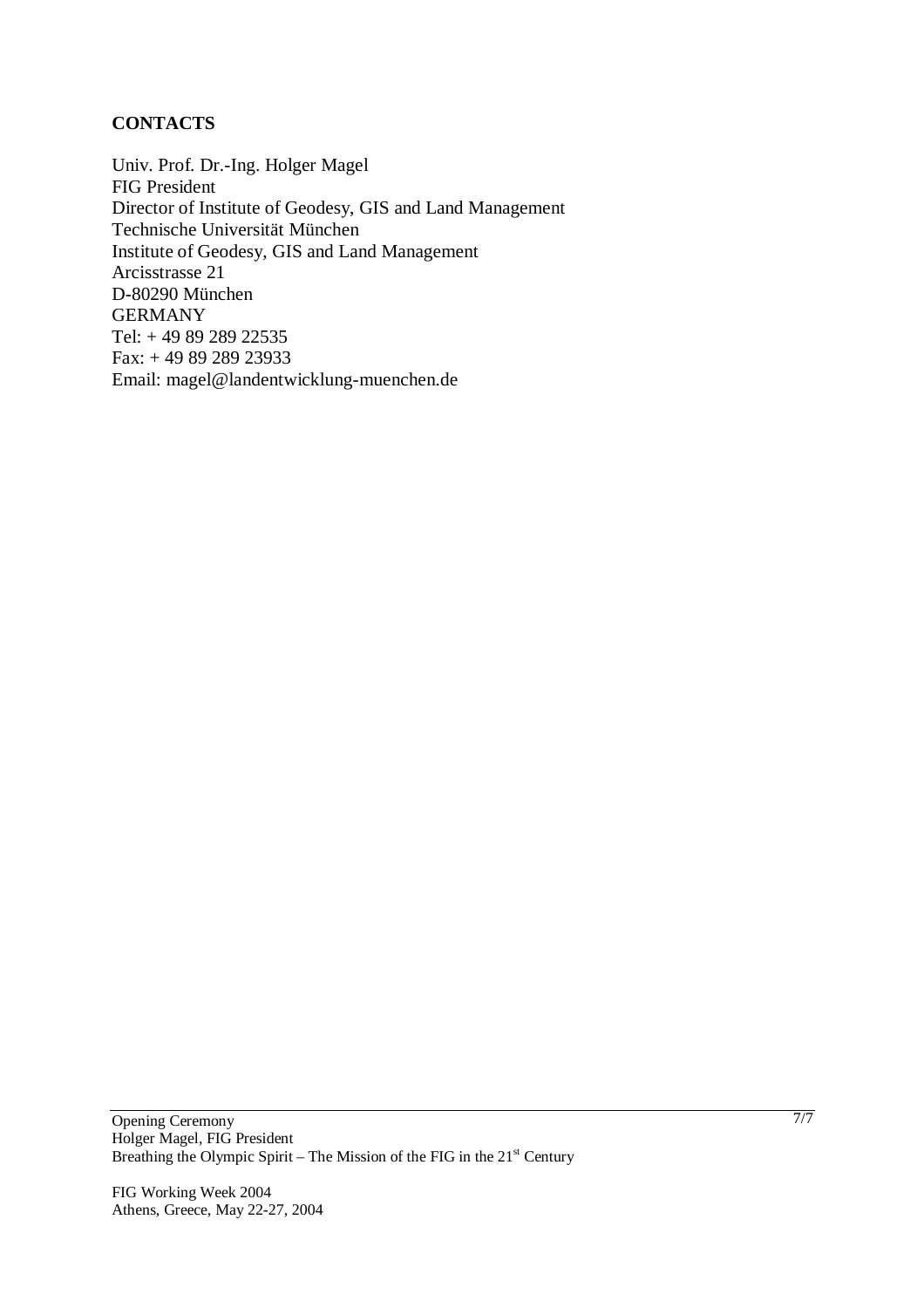**CONTACTS**

Univ. Prof. Dr.-Ing. Holger Magel
FIG President
Director of Institute of Geodesy, GIS and Land Management
Technische Universität München
Institute of Geodesy, GIS and Land Management
Arcisstrasse 21
D-80290 München
GERMANY
Tel: + 49 89 289 22535
Fax: + 49 89 289 23933
Email: magel@landentwicklung-muenchen.de